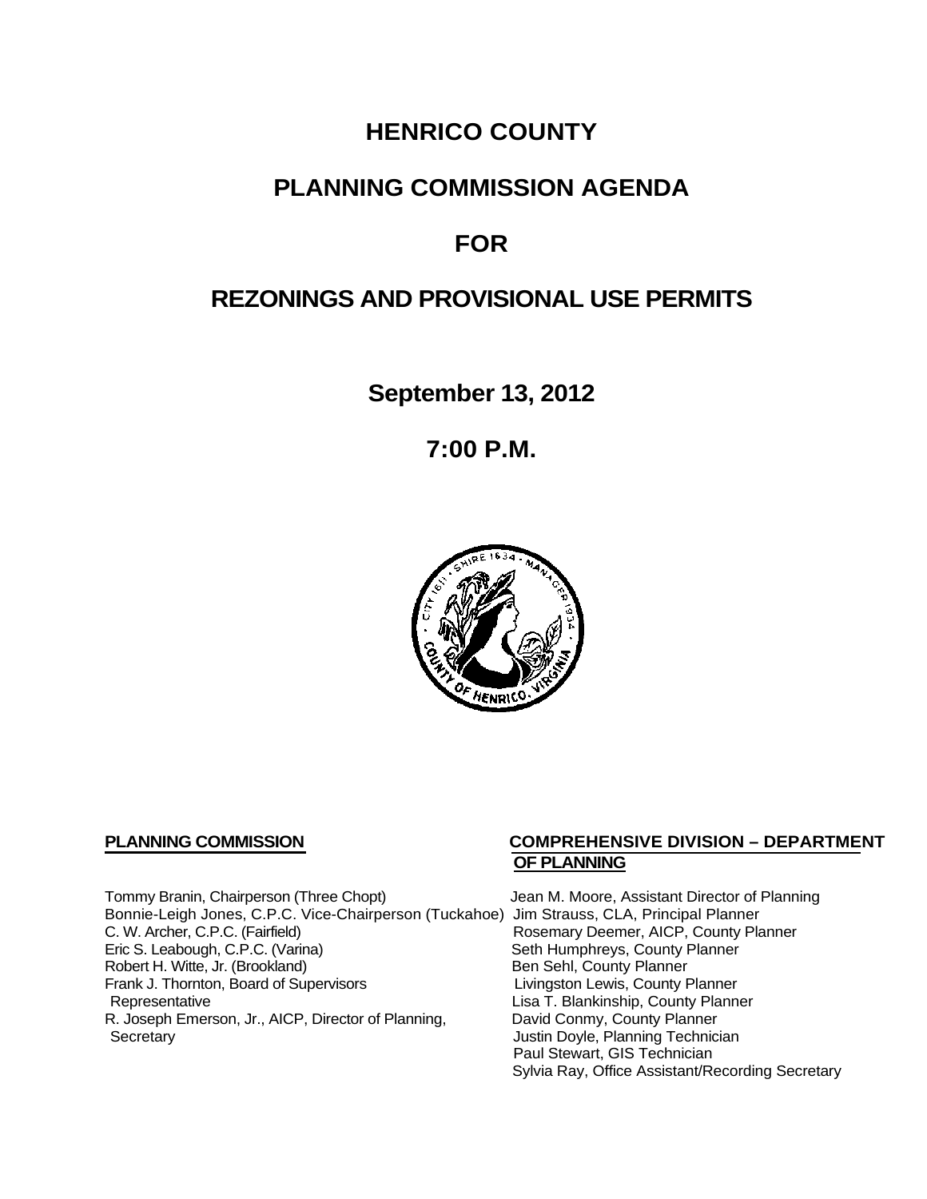# HENRICO COUNTY

## PLANNING COMMISSION AGENDA

## FOR

## REZONINGS AND PROVISIONAL USE PERMITS

**September 13, 2012**

**7:00 P.M.**

**PLANNING COMMISSION**

Tommy Branin, Chairperson (Three Chopt)
Bonnie-Leigh Jones, C.P.C. Vice-Chairperson (Tuckahoe)
C. W. Archer, C.P.C. (Fairfield)
Eric S. Leabough, C.P.C. (Varina)
Robert H. Witte, Jr. (Brookland)
Frank J. Thornton, Board of Supervisors Representative
R. Joseph Emerson, Jr., AICP, Director of Planning, Secretary

**COMPREHENSIVE DIVISION – DEPARTMENT OF PLANNING**

Jean M. Moore, Assistant Director of Planning
Jim Strauss, CLA, Principal Planner
Rosemary Deemer, AICP, County Planner
Seth Humphreys, County Planner
Ben Sehl, County Planner
Livingston Lewis, County Planner
Lisa T. Blankinship, County Planner
David Conmy, County Planner
Justin Doyle, Planning Technician
Paul Stewart, GIS Technician
Sylvia Ray, Office Assistant/Recording Secretary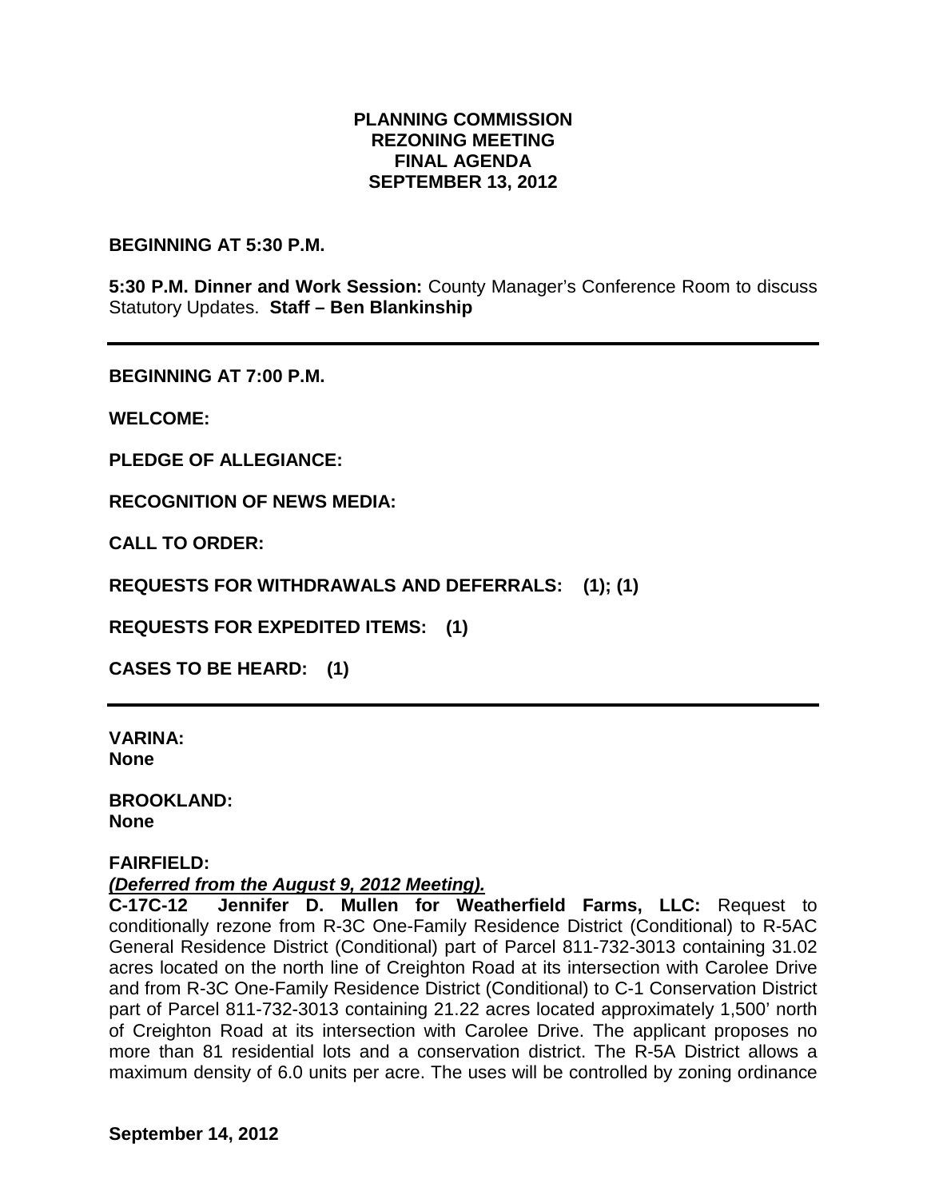**PLANNING COMMISSION**
**REZONING MEETING**
**FINAL AGENDA**
**SEPTEMBER 13, 2012**

**BEGINNING AT 5:30 P.M.**

**5:30 P.M. Dinner and Work Session:** County Manager's Conference Room to discuss Statutory Updates. **Staff – Ben Blankinship**

---

**BEGINNING AT 7:00 P.M.**

**WELCOME:**

**PLEDGE OF ALLEGIANCE:**

**RECOGNITION OF NEWS MEDIA:**

**CALL TO ORDER:**

**REQUESTS FOR WITHDRAWALS AND DEFERRALS: (1); (1)**

**REQUESTS FOR EXPEDITED ITEMS: (1)**

**CASES TO BE HEARD: (1)**

---

**VARINA:**
**None**

**BROOKLAND:**
**None**

**FAIRFIELD:**
***(Deferred from the August 9, 2012 Meeting).***
**C-17C-12 Jennifer D. Mullen for Weatherfield Farms, LLC:** Request to conditionally rezone from R-3C One-Family Residence District (Conditional) to R-5AC General Residence District (Conditional) part of Parcel 811-732-3013 containing 31.02 acres located on the north line of Creighton Road at its intersection with Carolee Drive and from R-3C One-Family Residence District (Conditional) to C-1 Conservation District part of Parcel 811-732-3013 containing 21.22 acres located approximately 1,500' north of Creighton Road at its intersection with Carolee Drive. The applicant proposes no more than 81 residential lots and a conservation district. The R-5A District allows a maximum density of 6.0 units per acre. The uses will be controlled by zoning ordinance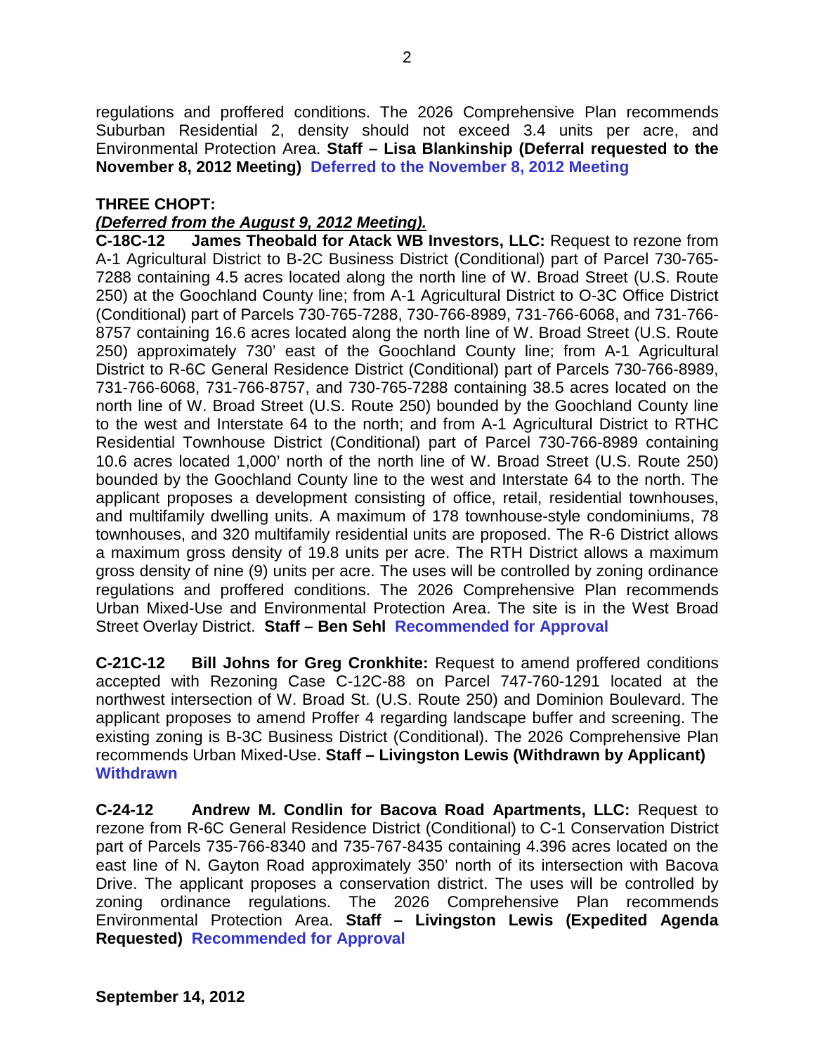regulations and proffered conditions. The 2026 Comprehensive Plan recommends Suburban Residential 2, density should not exceed 3.4 units per acre, and Environmental Protection Area. **Staff – Lisa Blankinship (Deferral requested to the November 8, 2012 Meeting)** **Deferred to the November 8, 2012 Meeting**

**THREE CHOPT:**

***(Deferred from the August 9, 2012 Meeting).***

**C-18C-12 James Theobald for Atack WB Investors, LLC:** Request to rezone from A-1 Agricultural District to B-2C Business District (Conditional) part of Parcel 730-765-7288 containing 4.5 acres located along the north line of W. Broad Street (U.S. Route 250) at the Goochland County line; from A-1 Agricultural District to O-3C Office District (Conditional) part of Parcels 730-765-7288, 730-766-8989, 731-766-6068, and 731-766-8757 containing 16.6 acres located along the north line of W. Broad Street (U.S. Route 250) approximately 730' east of the Goochland County line; from A-1 Agricultural District to R-6C General Residence District (Conditional) part of Parcels 730-766-8989, 731-766-6068, 731-766-8757, and 730-765-7288 containing 38.5 acres located on the north line of W. Broad Street (U.S. Route 250) bounded by the Goochland County line to the west and Interstate 64 to the north; and from A-1 Agricultural District to RTHC Residential Townhouse District (Conditional) part of Parcel 730-766-8989 containing 10.6 acres located 1,000' north of the north line of W. Broad Street (U.S. Route 250) bounded by the Goochland County line to the west and Interstate 64 to the north. The applicant proposes a development consisting of office, retail, residential townhouses, and multifamily dwelling units. A maximum of 178 townhouse-style condominiums, 78 townhouses, and 320 multifamily residential units are proposed. The R-6 District allows a maximum gross density of 19.8 units per acre. The RTH District allows a maximum gross density of nine (9) units per acre. The uses will be controlled by zoning ordinance regulations and proffered conditions. The 2026 Comprehensive Plan recommends Urban Mixed-Use and Environmental Protection Area. The site is in the West Broad Street Overlay District. **Staff – Ben Sehl** **Recommended for Approval**

**C-21C-12 Bill Johns for Greg Cronkhite:** Request to amend proffered conditions accepted with Rezoning Case C-12C-88 on Parcel 747-760-1291 located at the northwest intersection of W. Broad St. (U.S. Route 250) and Dominion Boulevard. The applicant proposes to amend Proffer 4 regarding landscape buffer and screening. The existing zoning is B-3C Business District (Conditional). The 2026 Comprehensive Plan recommends Urban Mixed-Use. **Staff – Livingston Lewis (Withdrawn by Applicant)** **Withdrawn**

**C-24-12 Andrew M. Condlin for Bacova Road Apartments, LLC:** Request to rezone from R-6C General Residence District (Conditional) to C-1 Conservation District part of Parcels 735-766-8340 and 735-767-8435 containing 4.396 acres located on the east line of N. Gayton Road approximately 350' north of its intersection with Bacova Drive. The applicant proposes a conservation district. The uses will be controlled by zoning ordinance regulations. The 2026 Comprehensive Plan recommends Environmental Protection Area. **Staff – Livingston Lewis (Expedited Agenda Requested)** **Recommended for Approval**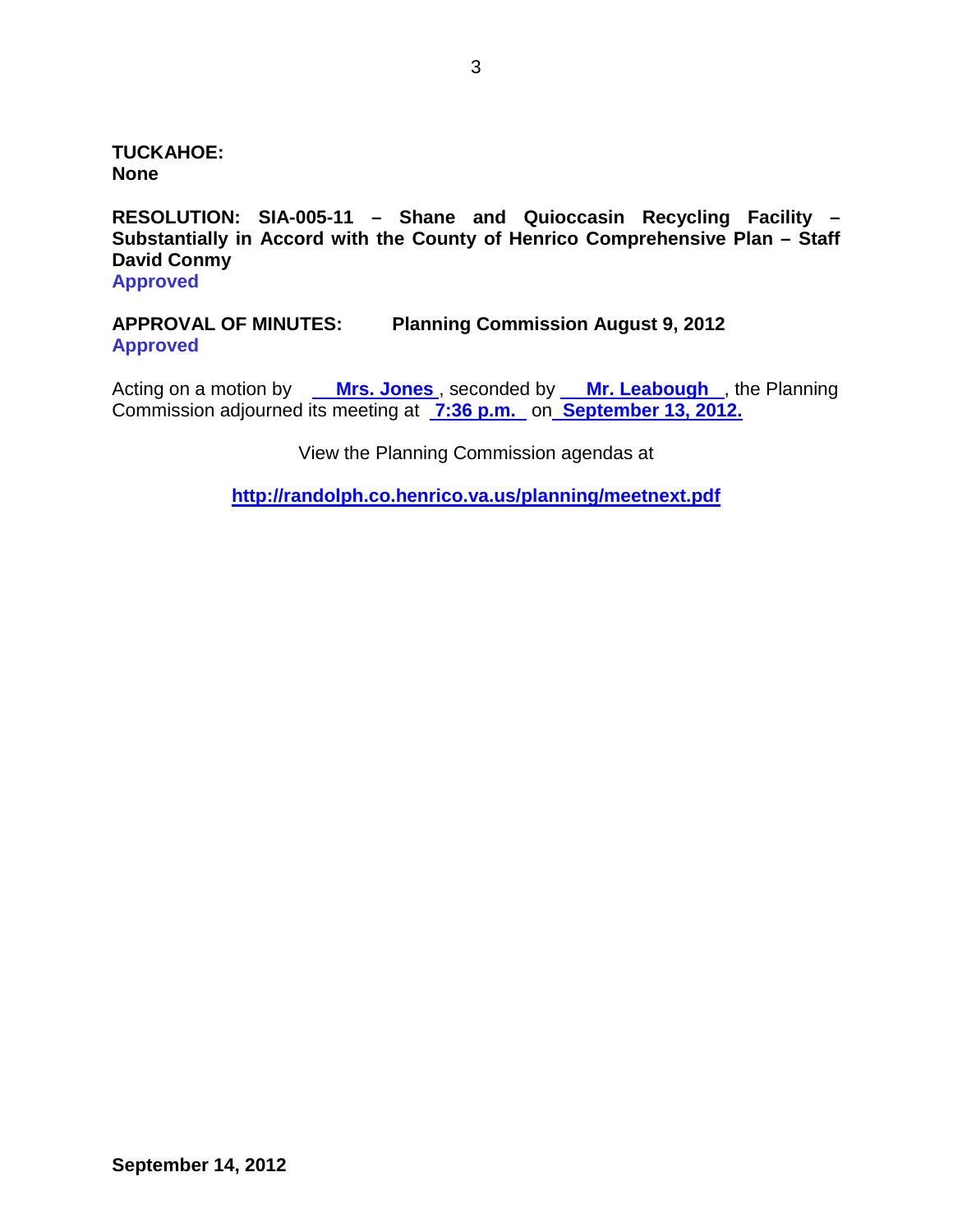**TUCKAHOE:**
**None**

**RESOLUTION: SIA-005-11 – Shane and Quioccasin Recycling Facility – Substantially in Accord with the County of Henrico Comprehensive Plan – Staff David Conmy**
**Approved**

**APPROVAL OF MINUTES: Planning Commission August 9, 2012**
**Approved**

Acting on a motion by **Mrs. Jones**, seconded by **Mr. Leabough**, the Planning Commission adjourned its meeting at **7:36 p.m.** on **September 13, 2012.**

View the Planning Commission agendas at

**http://randolph.co.henrico.va.us/planning/meetnext.pdf**

**September 14, 2012**